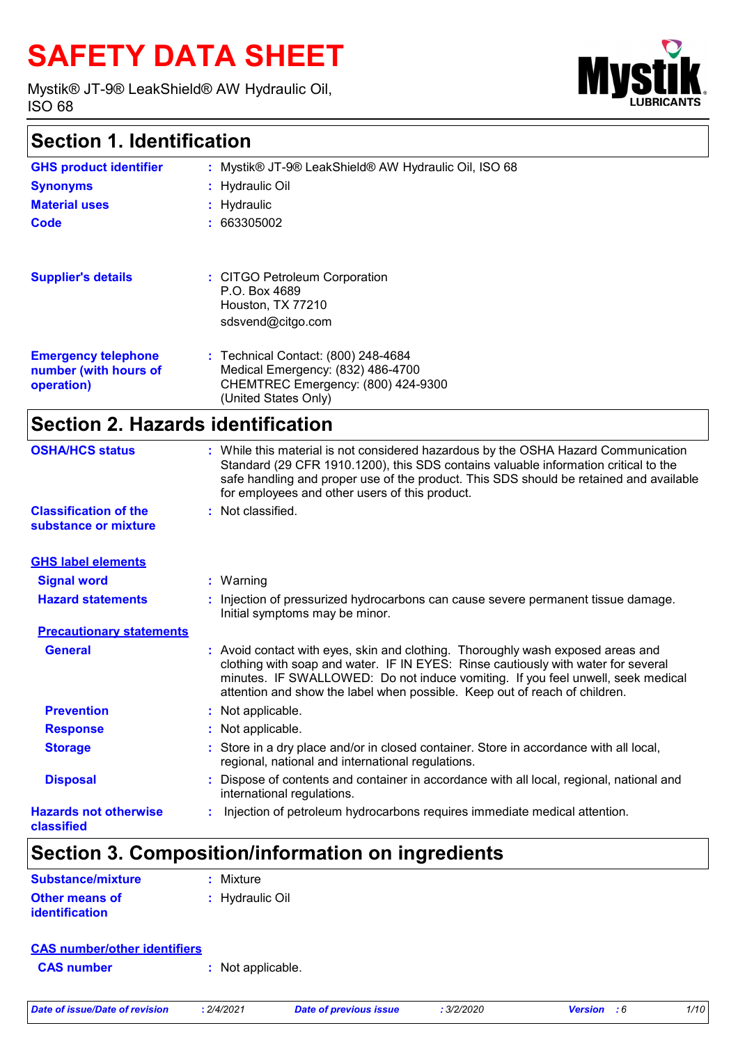# SAFETY DATA SHEET

Mystik® JT-9® LeakShield® AW Hydraulic Oil, ISO 68

## Section 1. Identification

| | |
|---|---|
| **GHS product identifier** | : Mystik® JT-9® LeakShield® AW Hydraulic Oil, ISO 68 |
| **Synonyms** | : Hydraulic Oil |
| **Material uses** | : Hydraulic |
| **Code** | : 663305002 |
| **Supplier's details** | : CITGO Petroleum Corporation<br>P.O. Box 4689<br>Houston, TX 77210<br>sdsvend@citgo.com |
| **Emergency telephone number (with hours of operation)** | : Technical Contact: (800) 248-4684<br>Medical Emergency: (832) 486-4700<br>CHEMTREC Emergency: (800) 424-9300<br>(United States Only) |

## Section 2. Hazards identification

| | |
|---|---|
| **OSHA/HCS status** | : While this material is not considered hazardous by the OSHA Hazard Communication Standard (29 CFR 1910.1200), this SDS contains valuable information critical to the safe handling and proper use of the product. This SDS should be retained and available for employees and other users of this product. |
| **Classification of the substance or mixture** | : Not classified. |

**GHS label elements**

| | |
|---|---|
| **Signal word** | : Warning |
| **Hazard statements** | : Injection of pressurized hydrocarbons can cause severe permanent tissue damage. Initial symptoms may be minor. |

**Precautionary statements**

| | |
|---|---|
| **General** | : Avoid contact with eyes, skin and clothing. Thoroughly wash exposed areas and clothing with soap and water. IF IN EYES: Rinse cautiously with water for several minutes. IF SWALLOWED: Do not induce vomiting. If you feel unwell, seek medical attention and show the label when possible. Keep out of reach of children. |
| **Prevention** | : Not applicable. |
| **Response** | : Not applicable. |
| **Storage** | : Store in a dry place and/or in closed container. Store in accordance with all local, regional, national and international regulations. |
| **Disposal** | : Dispose of contents and container in accordance with all local, regional, national and international regulations. |
| **Hazards not otherwise classified** | : Injection of petroleum hydrocarbons requires immediate medical attention. |

## Section 3. Composition/information on ingredients

| | |
|---|---|
| **Substance/mixture** | : Mixture |
| **Other means of identification** | : Hydraulic Oil |

**CAS number/other identifiers**

| | |
|---|---|
| **CAS number** | : Not applicable. |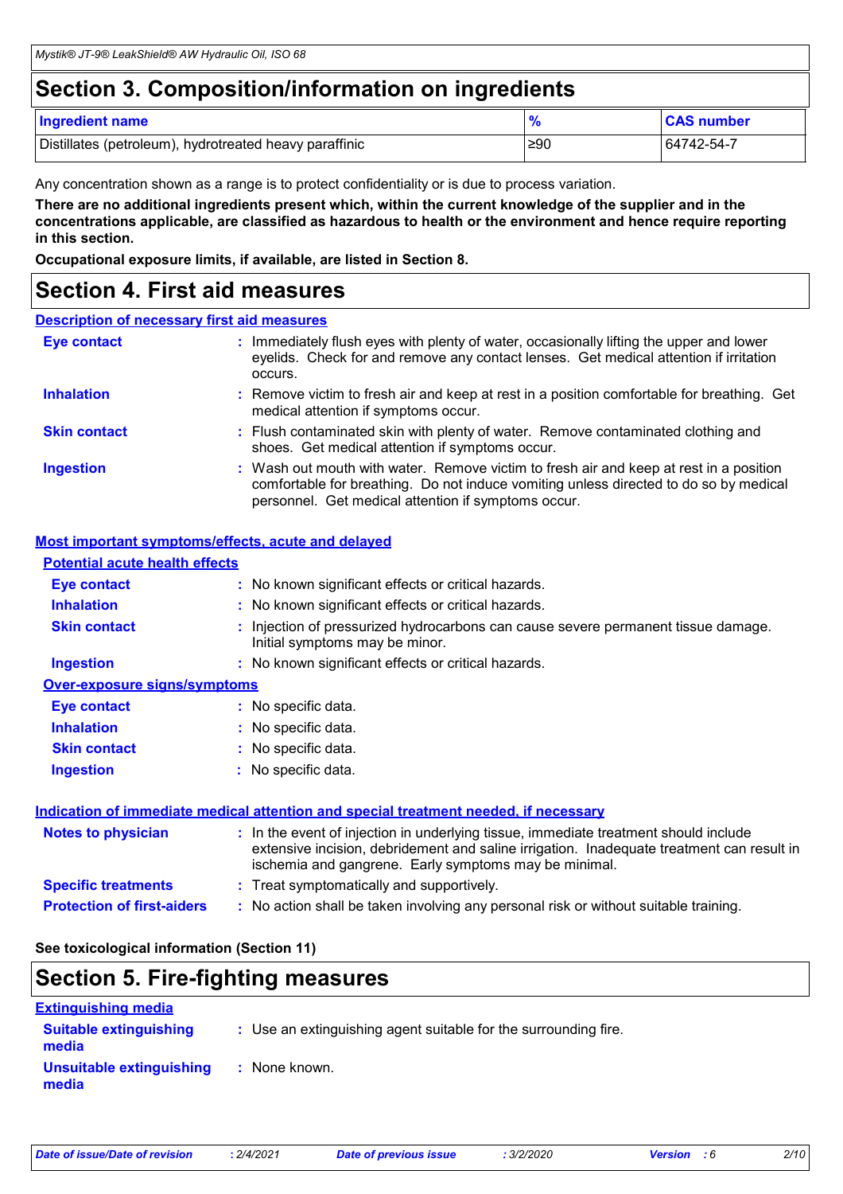# Section 3. Composition/information on ingredients

| Ingredient name | % | CAS number |
| --- | --- | --- |
| Distillates (petroleum), hydrotreated heavy paraffinic | ≥90 | 64742-54-7 |

Any concentration shown as a range is to protect confidentiality or is due to process variation.

**There are no additional ingredients present which, within the current knowledge of the supplier and in the concentrations applicable, are classified as hazardous to health or the environment and hence require reporting in this section.**

**Occupational exposure limits, if available, are listed in Section 8.**

# Section 4. First aid measures

## Description of necessary first aid measures

**Eye contact** : Immediately flush eyes with plenty of water, occasionally lifting the upper and lower eyelids. Check for and remove any contact lenses. Get medical attention if irritation occurs.

**Inhalation** : Remove victim to fresh air and keep at rest in a position comfortable for breathing. Get medical attention if symptoms occur.

**Skin contact** : Flush contaminated skin with plenty of water. Remove contaminated clothing and shoes. Get medical attention if symptoms occur.

**Ingestion** : Wash out mouth with water. Remove victim to fresh air and keep at rest in a position comfortable for breathing. Do not induce vomiting unless directed to do so by medical personnel. Get medical attention if symptoms occur.

## Most important symptoms/effects, acute and delayed

### Potential acute health effects

**Eye contact** : No known significant effects or critical hazards.

**Inhalation** : No known significant effects or critical hazards.

**Skin contact** : Injection of pressurized hydrocarbons can cause severe permanent tissue damage. Initial symptoms may be minor.

**Ingestion** : No known significant effects or critical hazards.

### Over-exposure signs/symptoms

**Eye contact** : No specific data.

**Inhalation** : No specific data.

**Skin contact** : No specific data.

**Ingestion** : No specific data.

## Indication of immediate medical attention and special treatment needed, if necessary

**Notes to physician** : In the event of injection in underlying tissue, immediate treatment should include extensive incision, debridement and saline irrigation. Inadequate treatment can result in ischemia and gangrene. Early symptoms may be minimal.

**Specific treatments** : Treat symptomatically and supportively.

**Protection of first-aiders** : No action shall be taken involving any personal risk or without suitable training.

**See toxicological information (Section 11)**

# Section 5. Fire-fighting measures

## Extinguishing media

**Suitable extinguishing media** : Use an extinguishing agent suitable for the surrounding fire.

**Unsuitable extinguishing media** : None known.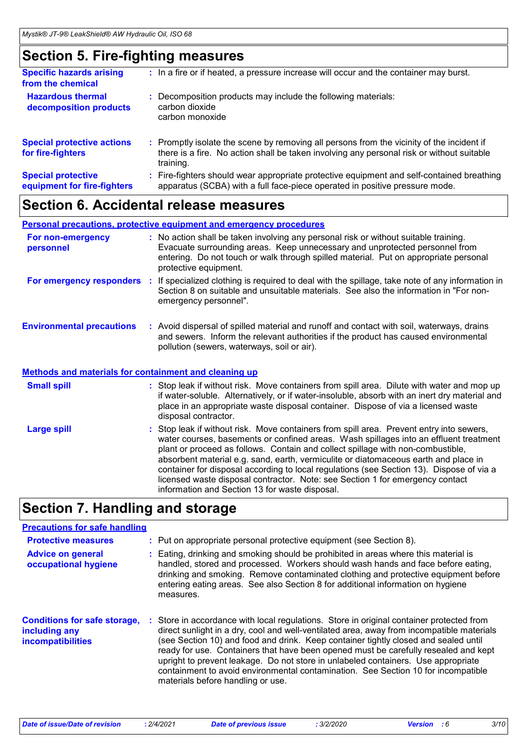## Section 5. Fire-fighting measures

**Specific hazards arising from the chemical** : In a fire or if heated, a pressure increase will occur and the container may burst.

**Hazardous thermal decomposition products** : Decomposition products may include the following materials:
carbon dioxide
carbon monoxide

**Special protective actions for fire-fighters** : Promptly isolate the scene by removing all persons from the vicinity of the incident if there is a fire. No action shall be taken involving any personal risk or without suitable training.

**Special protective equipment for fire-fighters** : Fire-fighters should wear appropriate protective equipment and self-contained breathing apparatus (SCBA) with a full face-piece operated in positive pressure mode.

## Section 6. Accidental release measures

### Personal precautions, protective equipment and emergency procedures

**For non-emergency personnel** : No action shall be taken involving any personal risk or without suitable training. Evacuate surrounding areas. Keep unnecessary and unprotected personnel from entering. Do not touch or walk through spilled material. Put on appropriate personal protective equipment.

**For emergency responders** : If specialized clothing is required to deal with the spillage, take note of any information in Section 8 on suitable and unsuitable materials. See also the information in "For non-emergency personnel".

**Environmental precautions** : Avoid dispersal of spilled material and runoff and contact with soil, waterways, drains and sewers. Inform the relevant authorities if the product has caused environmental pollution (sewers, waterways, soil or air).

### Methods and materials for containment and cleaning up

**Small spill** : Stop leak if without risk. Move containers from spill area. Dilute with water and mop up if water-soluble. Alternatively, or if water-insoluble, absorb with an inert dry material and place in an appropriate waste disposal container. Dispose of via a licensed waste disposal contractor.

**Large spill** : Stop leak if without risk. Move containers from spill area. Prevent entry into sewers, water courses, basements or confined areas. Wash spillages into an effluent treatment plant or proceed as follows. Contain and collect spillage with non-combustible, absorbent material e.g. sand, earth, vermiculite or diatomaceous earth and place in container for disposal according to local regulations (see Section 13). Dispose of via a licensed waste disposal contractor. Note: see Section 1 for emergency contact information and Section 13 for waste disposal.

## Section 7. Handling and storage

### Precautions for safe handling

**Protective measures** : Put on appropriate personal protective equipment (see Section 8).

**Advice on general occupational hygiene** : Eating, drinking and smoking should be prohibited in areas where this material is handled, stored and processed. Workers should wash hands and face before eating, drinking and smoking. Remove contaminated clothing and protective equipment before entering eating areas. See also Section 8 for additional information on hygiene measures.

**Conditions for safe storage, including any incompatibilities** : Store in accordance with local regulations. Store in original container protected from direct sunlight in a dry, cool and well-ventilated area, away from incompatible materials (see Section 10) and food and drink. Keep container tightly closed and sealed until ready for use. Containers that have been opened must be carefully resealed and kept upright to prevent leakage. Do not store in unlabeled containers. Use appropriate containment to avoid environmental contamination. See Section 10 for incompatible materials before handling or use.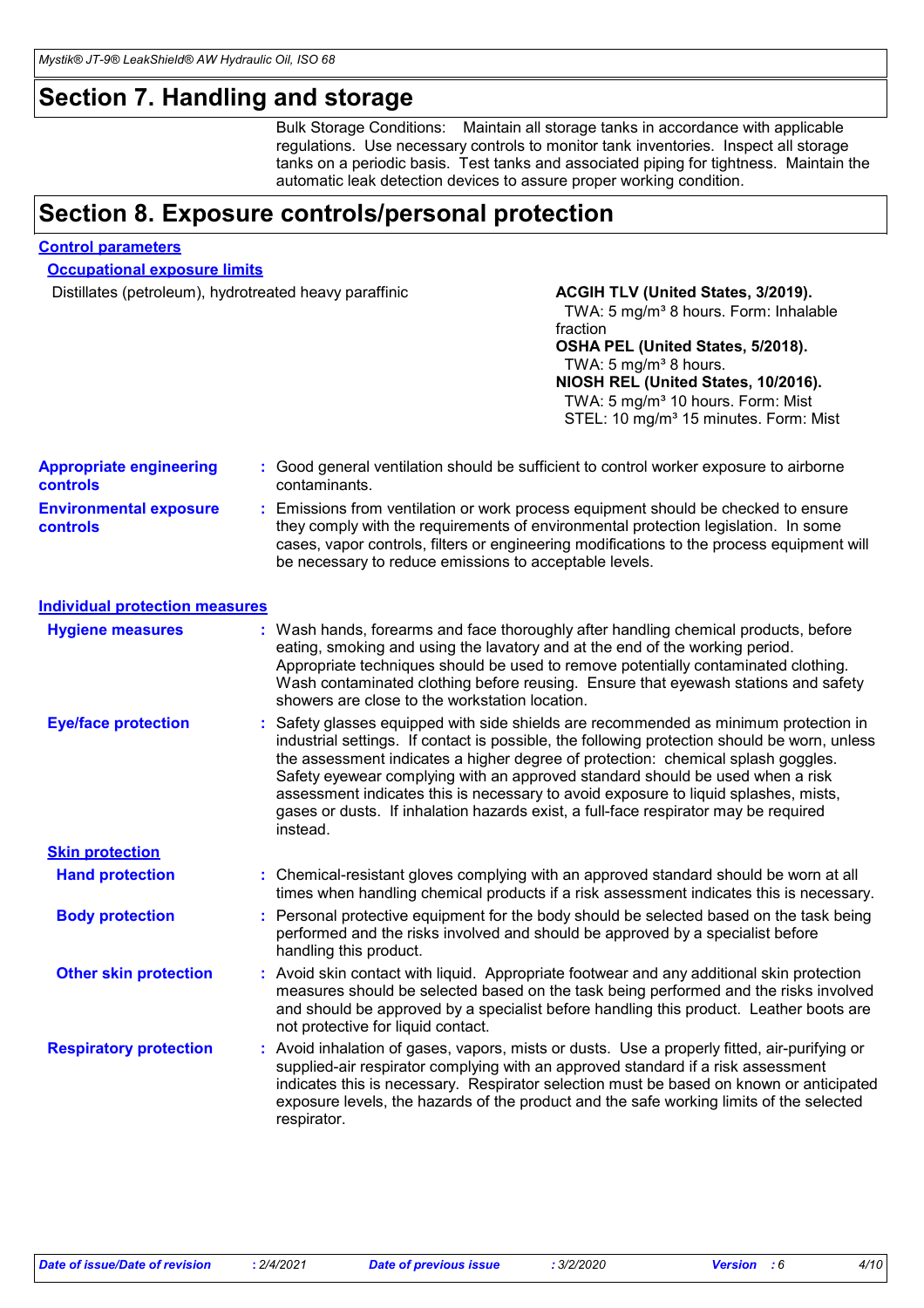# Section 7. Handling and storage

Bulk Storage Conditions: Maintain all storage tanks in accordance with applicable regulations. Use necessary controls to monitor tank inventories. Inspect all storage tanks on a periodic basis. Test tanks and associated piping for tightness. Maintain the automatic leak detection devices to assure proper working condition.

# Section 8. Exposure controls/personal protection

## Control parameters

### Occupational exposure limits

| Ingredient name | Exposure limits |
| --- | --- |
| Distillates (petroleum), hydrotreated heavy paraffinic | **ACGIH TLV (United States, 3/2019).**<br>TWA: 5 mg/m³ 8 hours. Form: Inhalable fraction<br>**OSHA PEL (United States, 5/2018).**<br>TWA: 5 mg/m³ 8 hours.<br>**NIOSH REL (United States, 10/2016).**<br>TWA: 5 mg/m³ 10 hours. Form: Mist<br>STEL: 10 mg/m³ 15 minutes. Form: Mist |

**Appropriate engineering controls** : Good general ventilation should be sufficient to control worker exposure to airborne contaminants.

**Environmental exposure controls** : Emissions from ventilation or work process equipment should be checked to ensure they comply with the requirements of environmental protection legislation. In some cases, vapor controls, filters or engineering modifications to the process equipment will be necessary to reduce emissions to acceptable levels.

## Individual protection measures

**Hygiene measures** : Wash hands, forearms and face thoroughly after handling chemical products, before eating, smoking and using the lavatory and at the end of the working period. Appropriate techniques should be used to remove potentially contaminated clothing. Wash contaminated clothing before reusing. Ensure that eyewash stations and safety showers are close to the workstation location.

**Eye/face protection** : Safety glasses equipped with side shields are recommended as minimum protection in industrial settings. If contact is possible, the following protection should be worn, unless the assessment indicates a higher degree of protection: chemical splash goggles. Safety eyewear complying with an approved standard should be used when a risk assessment indicates this is necessary to avoid exposure to liquid splashes, mists, gases or dusts. If inhalation hazards exist, a full-face respirator may be required instead.

### Skin protection

**Hand protection** : Chemical-resistant gloves complying with an approved standard should be worn at all times when handling chemical products if a risk assessment indicates this is necessary.

**Body protection** : Personal protective equipment for the body should be selected based on the task being performed and the risks involved and should be approved by a specialist before handling this product.

**Other skin protection** : Avoid skin contact with liquid. Appropriate footwear and any additional skin protection measures should be selected based on the task being performed and the risks involved and should be approved by a specialist before handling this product. Leather boots are not protective for liquid contact.

**Respiratory protection** : Avoid inhalation of gases, vapors, mists or dusts. Use a properly fitted, air-purifying or supplied-air respirator complying with an approved standard if a risk assessment indicates this is necessary. Respirator selection must be based on known or anticipated exposure levels, the hazards of the product and the safe working limits of the selected respirator.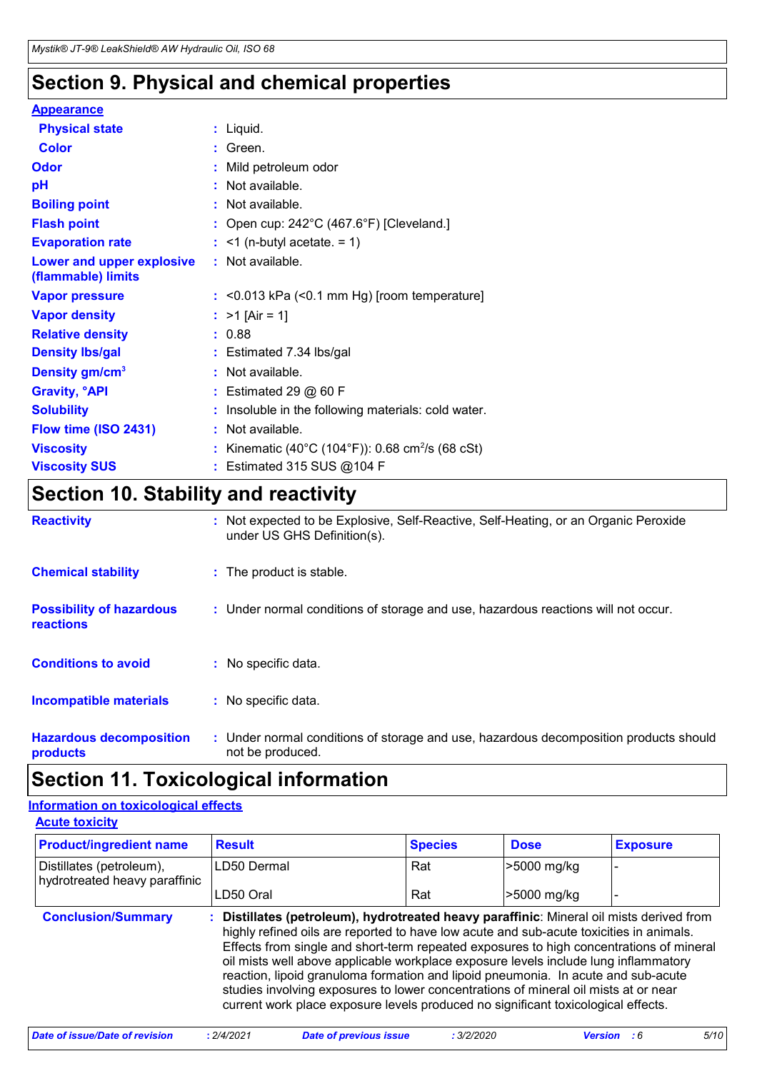# Section 9. Physical and chemical properties

**Appearance**

| | |
|---|---|
| **Physical state** | : Liquid. |
| **Color** | : Green. |
| **Odor** | : Mild petroleum odor |
| **pH** | : Not available. |
| **Boiling point** | : Not available. |
| **Flash point** | : Open cup: 242°C (467.6°F) [Cleveland.] |
| **Evaporation rate** | : <1 (n-butyl acetate. = 1) |
| **Lower and upper explosive (flammable) limits** | : Not available. |
| **Vapor pressure** | : <0.013 kPa (<0.1 mm Hg) [room temperature] |
| **Vapor density** | : >1 [Air = 1] |
| **Relative density** | : 0.88 |
| **Density lbs/gal** | : Estimated 7.34 lbs/gal |
| **Density gm/cm$^3$** | : Not available. |
| **Gravity, °API** | : Estimated 29 @ 60 F |
| **Solubility** | : Insoluble in the following materials: cold water. |
| **Flow time (ISO 2431)** | : Not available. |
| **Viscosity** | : Kinematic (40°C (104°F)): 0.68 cm$^2$/s (68 cSt) |
| **Viscosity SUS** | : Estimated 315 SUS @104 F |

# Section 10. Stability and reactivity

| | |
|---|---|
| **Reactivity** | : Not expected to be Explosive, Self-Reactive, Self-Heating, or an Organic Peroxide under US GHS Definition(s). |
| **Chemical stability** | : The product is stable. |
| **Possibility of hazardous reactions** | : Under normal conditions of storage and use, hazardous reactions will not occur. |
| **Conditions to avoid** | : No specific data. |
| **Incompatible materials** | : No specific data. |
| **Hazardous decomposition products** | : Under normal conditions of storage and use, hazardous decomposition products should not be produced. |

# Section 11. Toxicological information

**Information on toxicological effects**

**Acute toxicity**

| Product/ingredient name | Result | Species | Dose | Exposure |
|---|---|---|---|---|
| Distillates (petroleum), hydrotreated heavy paraffinic | LD50 Dermal | Rat | >5000 mg/kg | - |
| | LD50 Oral | Rat | >5000 mg/kg | - |

**Conclusion/Summary** : **Distillates (petroleum), hydrotreated heavy paraffinic**: Mineral oil mists derived from highly refined oils are reported to have low acute and sub-acute toxicities in animals. Effects from single and short-term repeated exposures to high concentrations of mineral oil mists well above applicable workplace exposure levels include lung inflammatory reaction, lipoid granuloma formation and lipoid pneumonia. In acute and sub-acute studies involving exposures to lower concentrations of mineral oil mists at or near current work place exposure levels produced no significant toxicological effects.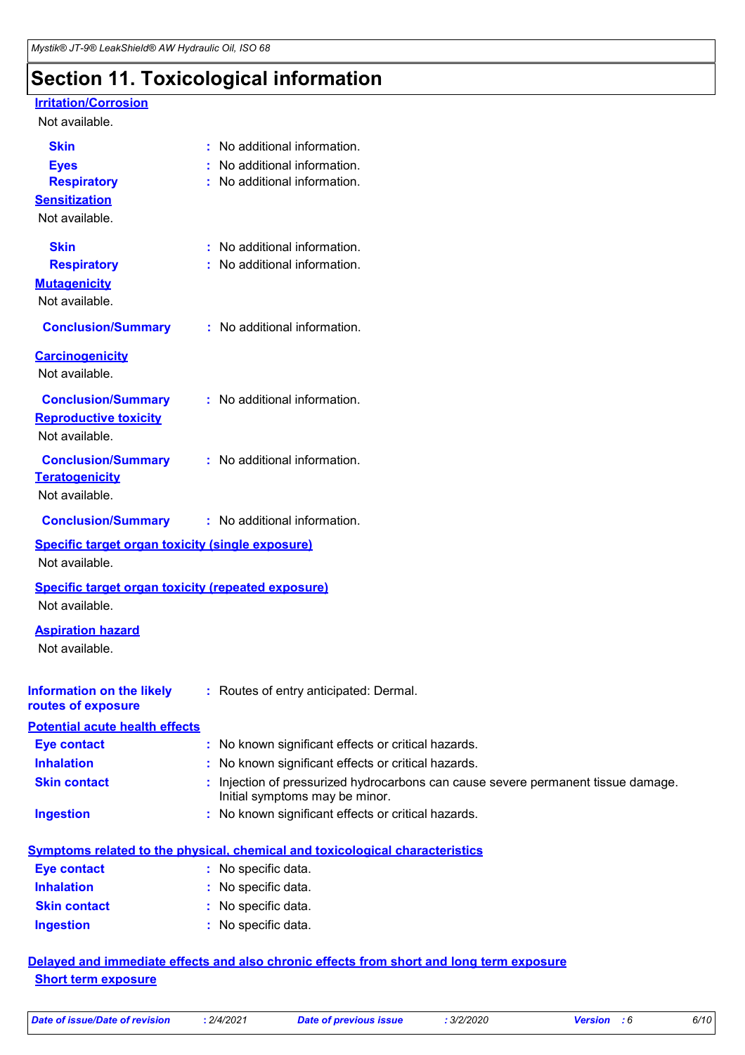## Section 11. Toxicological information

**Irritation/Corrosion**

Not available.

**Skin** : No additional information.

**Eyes** : No additional information.

**Respiratory** : No additional information.

**Sensitization**

Not available.

**Skin** : No additional information.

**Respiratory** : No additional information.

**Mutagenicity**

Not available.

**Conclusion/Summary** : No additional information.

**Carcinogenicity**

Not available.

**Conclusion/Summary** : No additional information.

**Reproductive toxicity**

Not available.

**Conclusion/Summary** : No additional information.

**Teratogenicity**

Not available.

**Conclusion/Summary** : No additional information.

**Specific target organ toxicity (single exposure)**

Not available.

**Specific target organ toxicity (repeated exposure)**

Not available.

**Aspiration hazard**

Not available.

**Information on the likely routes of exposure** : Routes of entry anticipated: Dermal.

**Potential acute health effects**

**Eye contact** : No known significant effects or critical hazards.

**Inhalation** : No known significant effects or critical hazards.

**Skin contact** : Injection of pressurized hydrocarbons can cause severe permanent tissue damage. Initial symptoms may be minor.

**Ingestion** : No known significant effects or critical hazards.

**Symptoms related to the physical, chemical and toxicological characteristics**

**Eye contact** : No specific data.

**Inhalation** : No specific data.

**Skin contact** : No specific data.

**Ingestion** : No specific data.

**Delayed and immediate effects and also chronic effects from short and long term exposure**

**Short term exposure**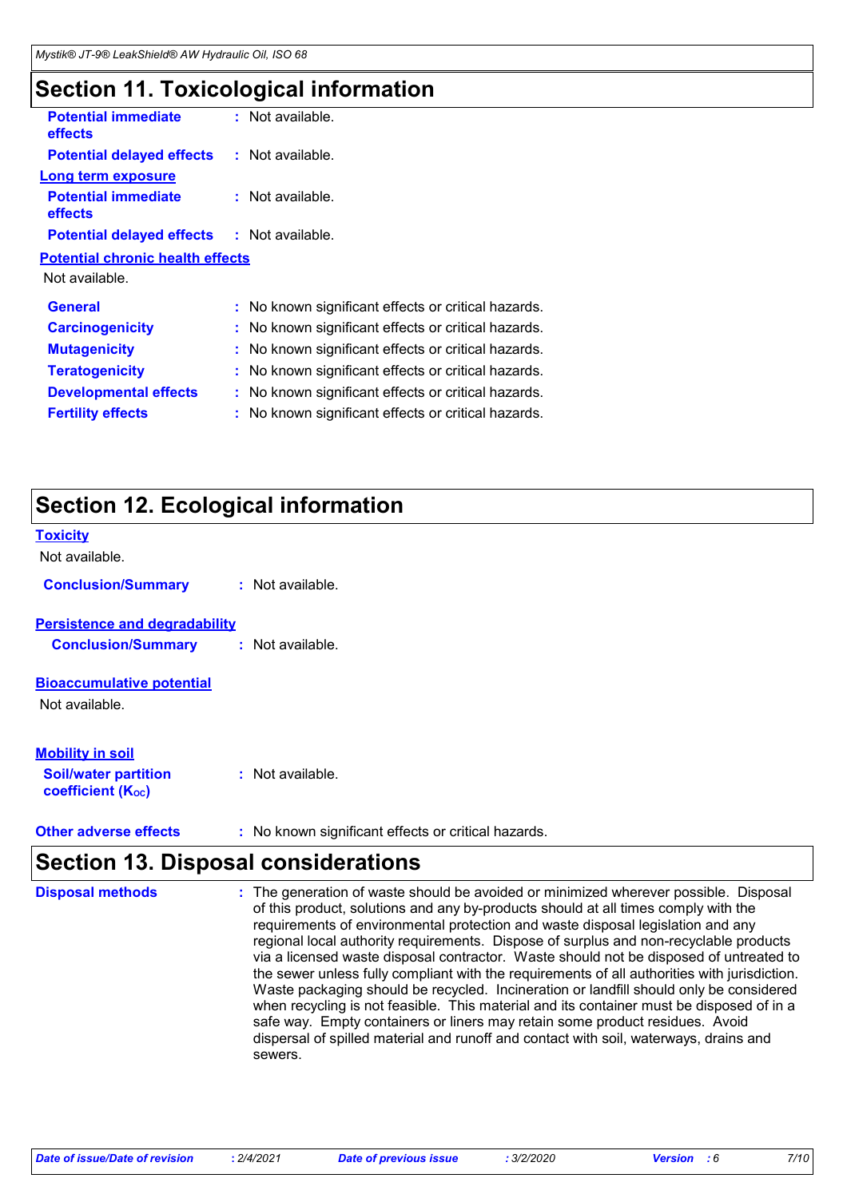## Section 11. Toxicological information

**Potential immediate effects** : Not available.

**Potential delayed effects** : Not available.

**Long term exposure**

**Potential immediate effects** : Not available.

**Potential delayed effects** : Not available.

**Potential chronic health effects**

Not available.

**General** : No known significant effects or critical hazards.

**Carcinogenicity** : No known significant effects or critical hazards.

**Mutagenicity** : No known significant effects or critical hazards.

**Teratogenicity** : No known significant effects or critical hazards.

**Developmental effects** : No known significant effects or critical hazards.

**Fertility effects** : No known significant effects or critical hazards.

## Section 12. Ecological information

**Toxicity**

Not available.

**Conclusion/Summary** : Not available.

**Persistence and degradability**

**Conclusion/Summary** : Not available.

**Bioaccumulative potential**

Not available.

**Mobility in soil**

**Soil/water partition coefficient ($K_{OC}$)** : Not available.

**Other adverse effects** : No known significant effects or critical hazards.

## Section 13. Disposal considerations

**Disposal methods** : The generation of waste should be avoided or minimized wherever possible. Disposal of this product, solutions and any by-products should at all times comply with the requirements of environmental protection and waste disposal legislation and any regional local authority requirements. Dispose of surplus and non-recyclable products via a licensed waste disposal contractor. Waste should not be disposed of untreated to the sewer unless fully compliant with the requirements of all authorities with jurisdiction. Waste packaging should be recycled. Incineration or landfill should only be considered when recycling is not feasible. This material and its container must be disposed of in a safe way. Empty containers or liners may retain some product residues. Avoid dispersal of spilled material and runoff and contact with soil, waterways, drains and sewers.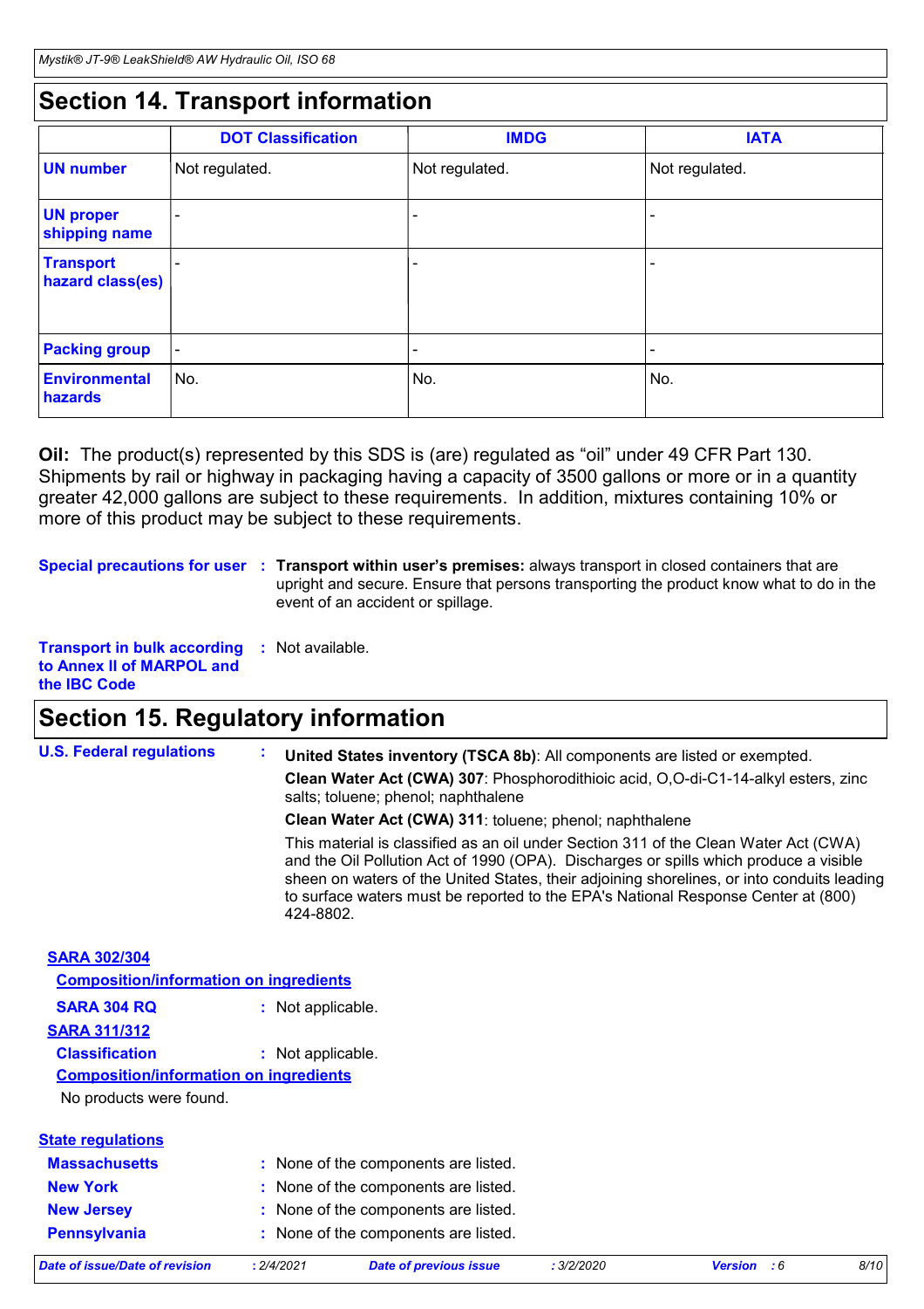## Section 14. Transport information

| | DOT Classification | IMDG | IATA |
|---|---|---|---|
| **UN number** | Not regulated. | Not regulated. | Not regulated. |
| **UN proper shipping name** | - | - | - |
| **Transport hazard class(es)** | - | - | - |
| **Packing group** | - | - | - |
| **Environmental hazards** | No. | No. | No. |

**Oil:** The product(s) represented by this SDS is (are) regulated as “oil” under 49 CFR Part 130. Shipments by rail or highway in packaging having a capacity of 3500 gallons or more or in a quantity greater 42,000 gallons are subject to these requirements. In addition, mixtures containing 10% or more of this product may be subject to these requirements.

**Special precautions for user** : **Transport within user’s premises:** always transport in closed containers that are upright and secure. Ensure that persons transporting the product know what to do in the event of an accident or spillage.

**Transport in bulk according to Annex II of MARPOL and the IBC Code** : Not available.

## Section 15. Regulatory information

**U.S. Federal regulations** :

**United States inventory (TSCA 8b)**: All components are listed or exempted.

**Clean Water Act (CWA) 307**: Phosphorodithioic acid, O,O-di-C1-14-alkyl esters, zinc salts; toluene; phenol; naphthalene

**Clean Water Act (CWA) 311**: toluene; phenol; naphthalene

This material is classified as an oil under Section 311 of the Clean Water Act (CWA) and the Oil Pollution Act of 1990 (OPA). Discharges or spills which produce a visible sheen on waters of the United States, their adjoining shorelines, or into conduits leading to surface waters must be reported to the EPA's National Response Center at (800) 424-8802.

**SARA 302/304**

**Composition/information on ingredients**

**SARA 304 RQ** : Not applicable.

**SARA 311/312**

**Classification** : Not applicable.

**Composition/information on ingredients**

No products were found.

**State regulations**

**Massachusetts** : None of the components are listed.

**New York** : None of the components are listed.

**New Jersey** : None of the components are listed.

**Pennsylvania** : None of the components are listed.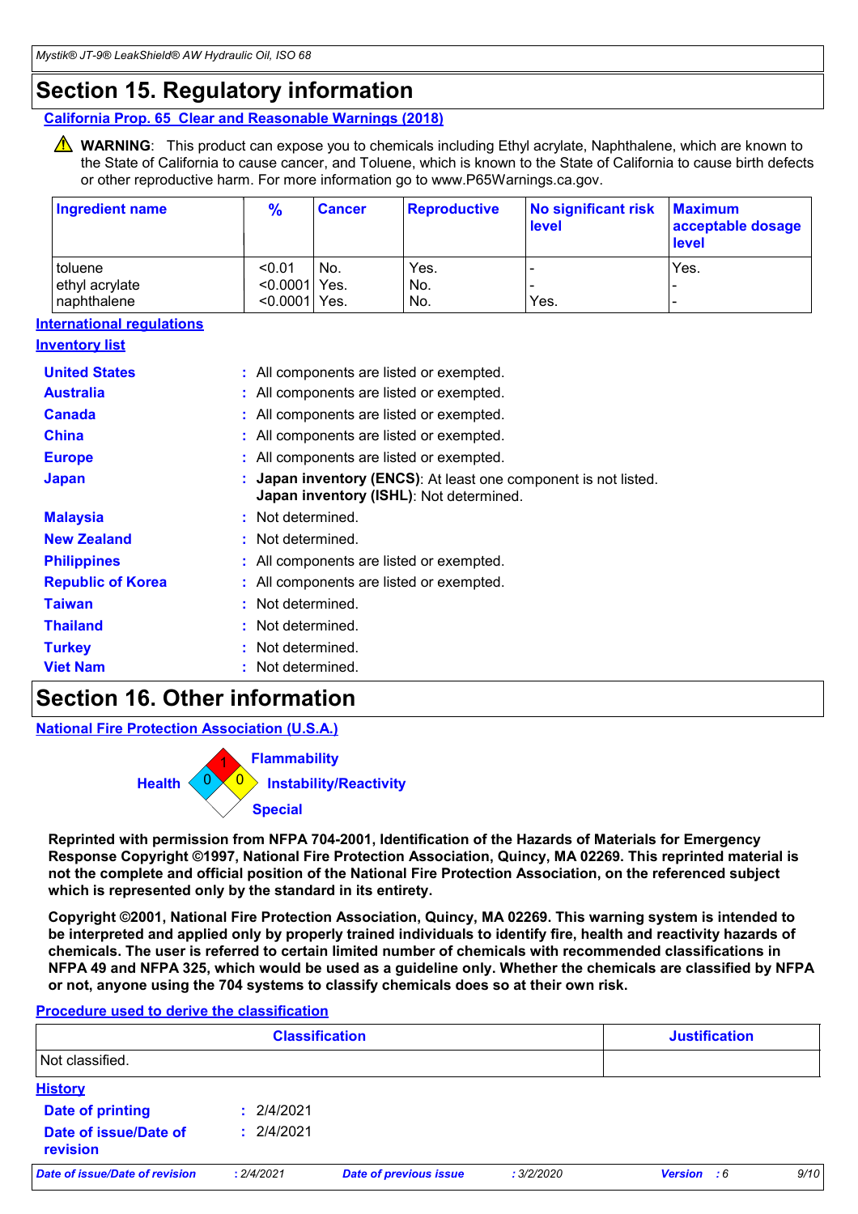# Section 15. Regulatory information

**California Prop. 65 Clear and Reasonable Warnings (2018)**

⚠ **WARNING**: This product can expose you to chemicals including Ethyl acrylate, Naphthalene, which are known to the State of California to cause cancer, and Toluene, which is known to the State of California to cause birth defects or other reproductive harm. For more information go to www.P65Warnings.ca.gov.

| Ingredient name | % | Cancer | Reproductive | No significant risk level | Maximum acceptable dosage level |
|---|---|---|---|---|---|
| toluene | <0.01 | No. | Yes. | - | Yes. |
| ethyl acrylate | <0.0001 | Yes. | No. | - | - |
| naphthalene | <0.0001 | Yes. | No. | Yes. | - |

**International regulations**

**Inventory list**

- **United States** : All components are listed or exempted.
- **Australia** : All components are listed or exempted.
- **Canada** : All components are listed or exempted.
- **China** : All components are listed or exempted.
- **Europe** : All components are listed or exempted.
- **Japan** : **Japan inventory (ENCS)**: At least one component is not listed. **Japan inventory (ISHL)**: Not determined.
- **Malaysia** : Not determined.
- **New Zealand** : Not determined.
- **Philippines** : All components are listed or exempted.
- **Republic of Korea** : All components are listed or exempted.
- **Taiwan** : Not determined.
- **Thailand** : Not determined.
- **Turkey** : Not determined.
- **Viet Nam** : Not determined.

# Section 16. Other information

**National Fire Protection Association (U.S.A.)**

- Health: 0
- Flammability: 1
- Instability/Reactivity: 0
- Special:

**Reprinted with permission from NFPA 704-2001, Identification of the Hazards of Materials for Emergency Response Copyright ©1997, National Fire Protection Association, Quincy, MA 02269. This reprinted material is not the complete and official position of the National Fire Protection Association, on the referenced subject which is represented only by the standard in its entirety.**

**Copyright ©2001, National Fire Protection Association, Quincy, MA 02269. This warning system is intended to be interpreted and applied only by properly trained individuals to identify fire, health and reactivity hazards of chemicals. The user is referred to certain limited number of chemicals with recommended classifications in NFPA 49 and NFPA 325, which would be used as a guideline only. Whether the chemicals are classified by NFPA or not, anyone using the 704 systems to classify chemicals does so at their own risk.**

**Procedure used to derive the classification**

| Classification | Justification |
|---|---|
| Not classified. | |

**History**

- **Date of printing** : 2/4/2021
- **Date of issue/Date of revision** : 2/4/2021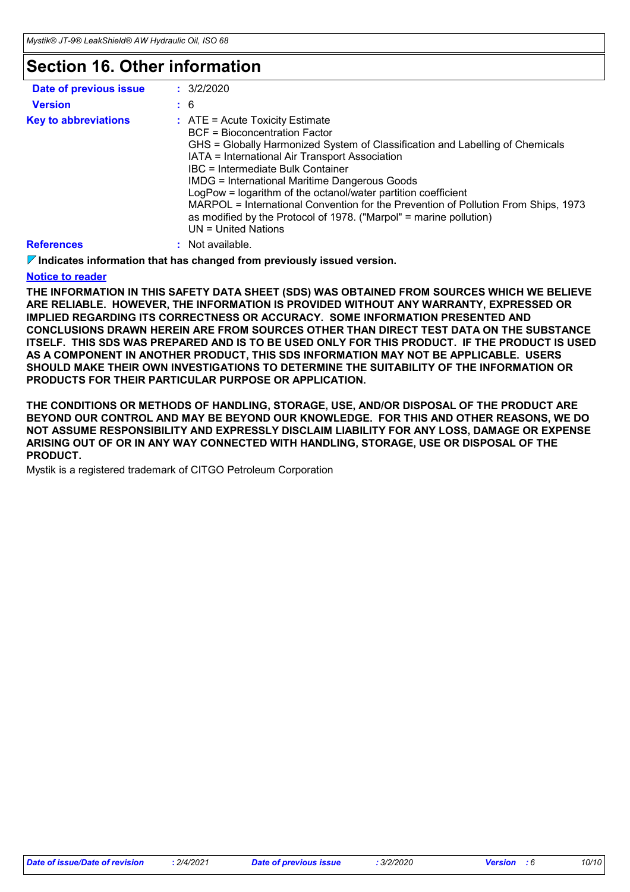## Section 16. Other information

| | | |
|---|---|---|
| **Date of previous issue** | : | 3/2/2020 |
| **Version** | : | 6 |
| **Key to abbreviations** | : | ATE = Acute Toxicity Estimate<br>BCF = Bioconcentration Factor<br>GHS = Globally Harmonized System of Classification and Labelling of Chemicals<br>IATA = International Air Transport Association<br>IBC = Intermediate Bulk Container<br>IMDG = International Maritime Dangerous Goods<br>LogPow = logarithm of the octanol/water partition coefficient<br>MARPOL = International Convention for the Prevention of Pollution From Ships, 1973 as modified by the Protocol of 1978. ("Marpol" = marine pollution)<br>UN = United Nations |
| **References** | : | Not available. |

**Indicates information that has changed from previously issued version.**

**Notice to reader**

**THE INFORMATION IN THIS SAFETY DATA SHEET (SDS) WAS OBTAINED FROM SOURCES WHICH WE BELIEVE ARE RELIABLE. HOWEVER, THE INFORMATION IS PROVIDED WITHOUT ANY WARRANTY, EXPRESSED OR IMPLIED REGARDING ITS CORRECTNESS OR ACCURACY. SOME INFORMATION PRESENTED AND CONCLUSIONS DRAWN HEREIN ARE FROM SOURCES OTHER THAN DIRECT TEST DATA ON THE SUBSTANCE ITSELF. THIS SDS WAS PREPARED AND IS TO BE USED ONLY FOR THIS PRODUCT. IF THE PRODUCT IS USED AS A COMPONENT IN ANOTHER PRODUCT, THIS SDS INFORMATION MAY NOT BE APPLICABLE. USERS SHOULD MAKE THEIR OWN INVESTIGATIONS TO DETERMINE THE SUITABILITY OF THE INFORMATION OR PRODUCTS FOR THEIR PARTICULAR PURPOSE OR APPLICATION.**

**THE CONDITIONS OR METHODS OF HANDLING, STORAGE, USE, AND/OR DISPOSAL OF THE PRODUCT ARE BEYOND OUR CONTROL AND MAY BE BEYOND OUR KNOWLEDGE. FOR THIS AND OTHER REASONS, WE DO NOT ASSUME RESPONSIBILITY AND EXPRESSLY DISCLAIM LIABILITY FOR ANY LOSS, DAMAGE OR EXPENSE ARISING OUT OF OR IN ANY WAY CONNECTED WITH HANDLING, STORAGE, USE OR DISPOSAL OF THE PRODUCT.**

Mystik is a registered trademark of CITGO Petroleum Corporation